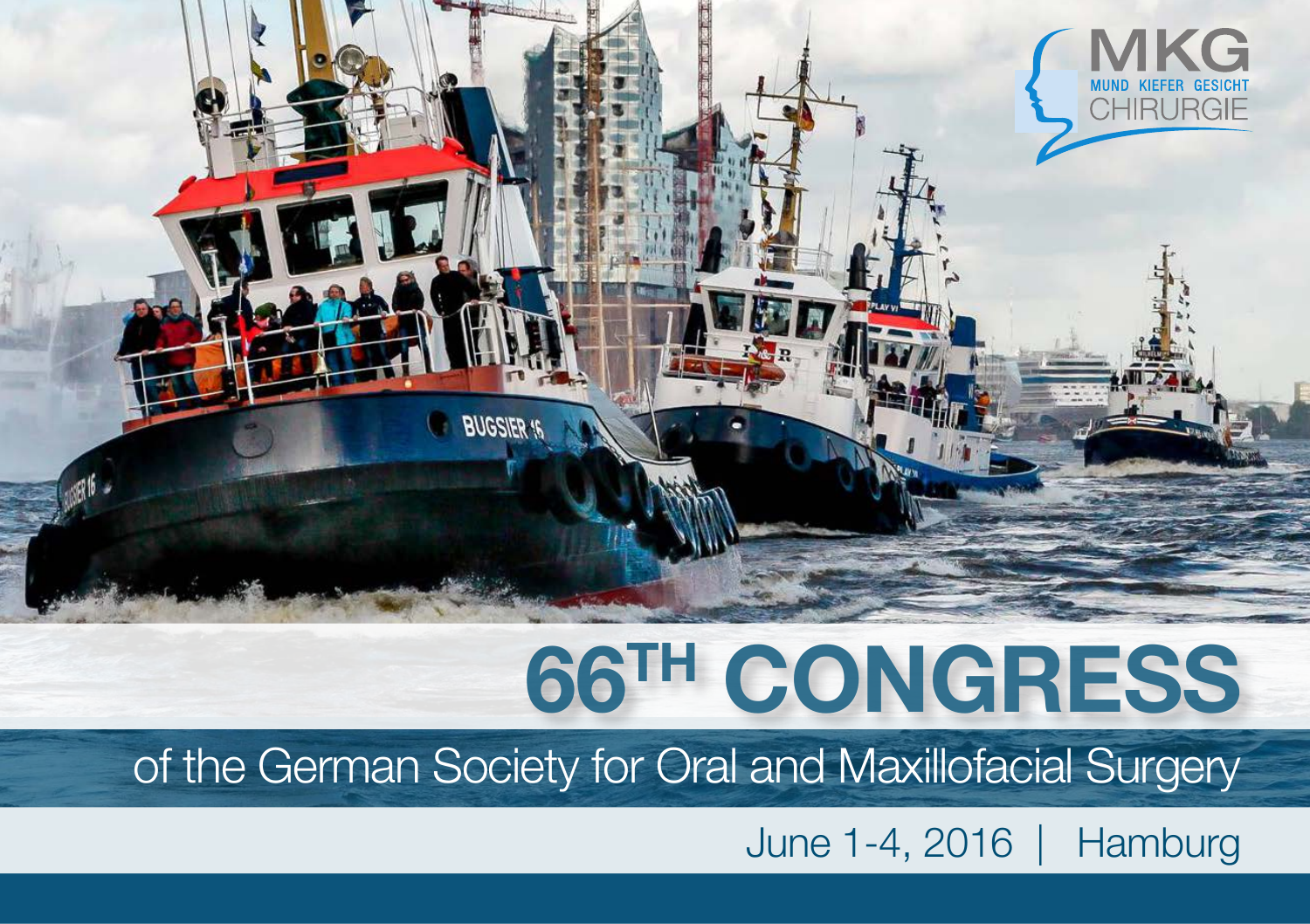MKG
MUND KIEFER GESICHT
CHIRURGIE

# 66TH CONGRESS

## of the German Society for Oral and Maxillofacial Surgery

June 1-4, 2016 | Hamburg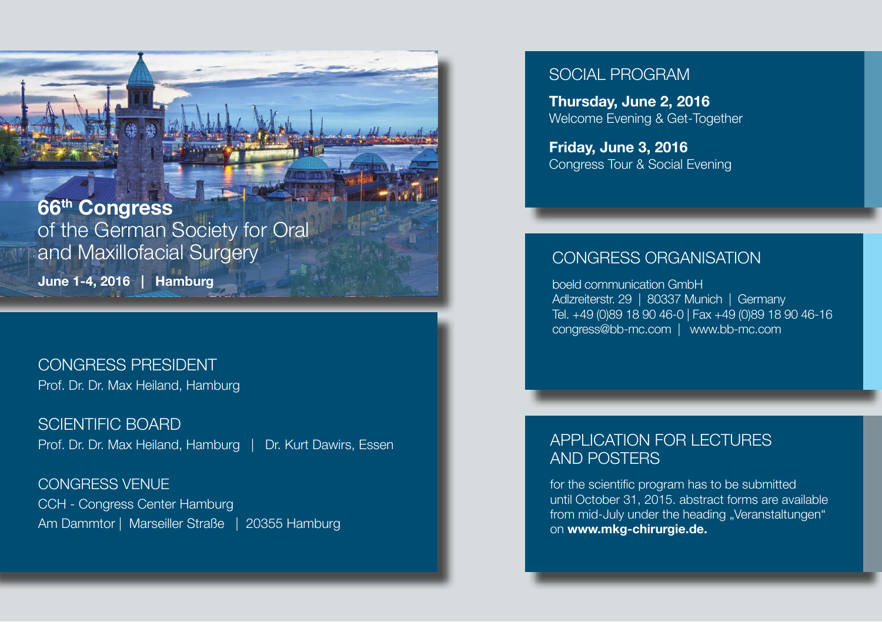# 66th Congress

## of the German Society for Oral and Maxillofacial Surgery

**June 1-4, 2016 | Hamburg**

## CONGRESS PRESIDENT

Prof. Dr. Dr. Max Heiland, Hamburg

## SCIENTIFIC BOARD

Prof. Dr. Dr. Max Heiland, Hamburg | Dr. Kurt Dawirs, Essen

## CONGRESS VENUE

CCH - Congress Center Hamburg
Am Dammtor | Marseiller Straße | 20355 Hamburg

## SOCIAL PROGRAM

**Thursday, June 2, 2016**
Welcome Evening & Get-Together

**Friday, June 3, 2016**
Congress Tour & Social Evening

## CONGRESS ORGANISATION

boeld communication GmbH
Adlzreiterstr. 29 | 80337 Munich | Germany
Tel. +49 (0)89 18 90 46-0 | Fax +49 (0)89 18 90 46-16
congress@bb-mc.com | www.bb-mc.com

## APPLICATION FOR LECTURES AND POSTERS

for the scientific program has to be submitted until October 31, 2015. abstract forms are available from mid-July under the heading „Veranstaltungen“ on **www.mkg-chirurgie.de.**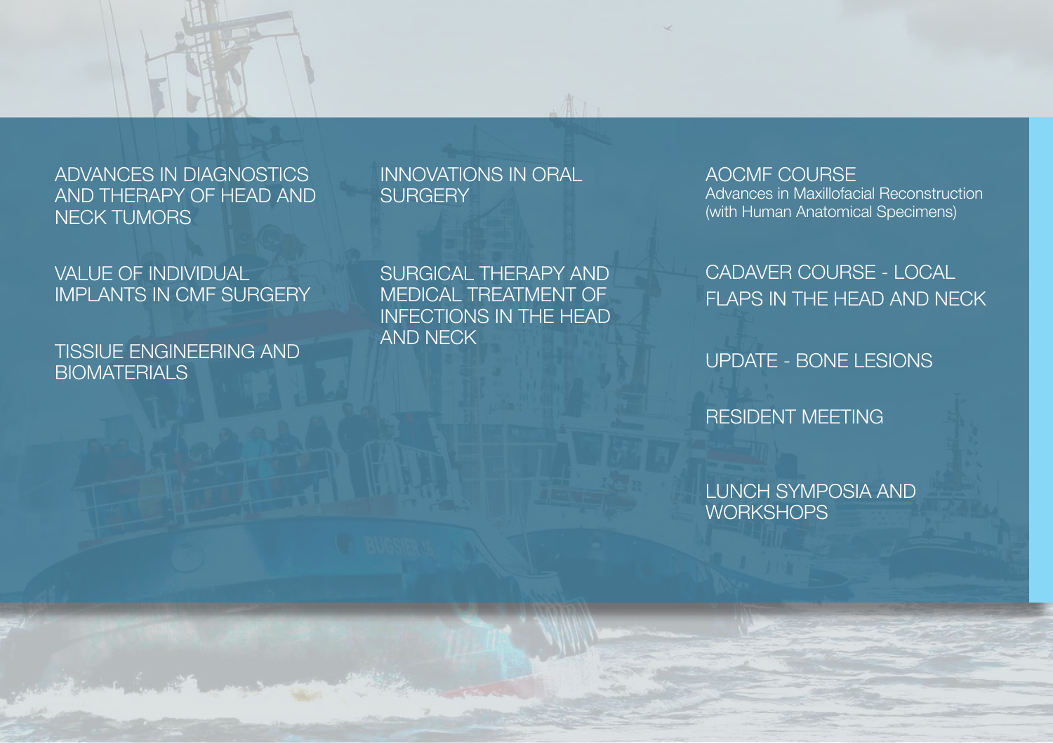ADVANCES IN DIAGNOSTICS AND THERAPY OF HEAD AND NECK TUMORS

VALUE OF INDIVIDUAL IMPLANTS IN CMF SURGERY

TISSIUE ENGINEERING AND BIOMATERIALS

INNOVATIONS IN ORAL SURGERY

SURGICAL THERAPY AND MEDICAL TREATMENT OF INFECTIONS IN THE HEAD AND NECK

AOCMF COURSE
Advances in Maxillofacial Reconstruction (with Human Anatomical Specimens)

CADAVER COURSE - LOCAL FLAPS IN THE HEAD AND NECK

UPDATE - BONE LESIONS

RESIDENT MEETING

LUNCH SYMPOSIA AND WORKSHOPS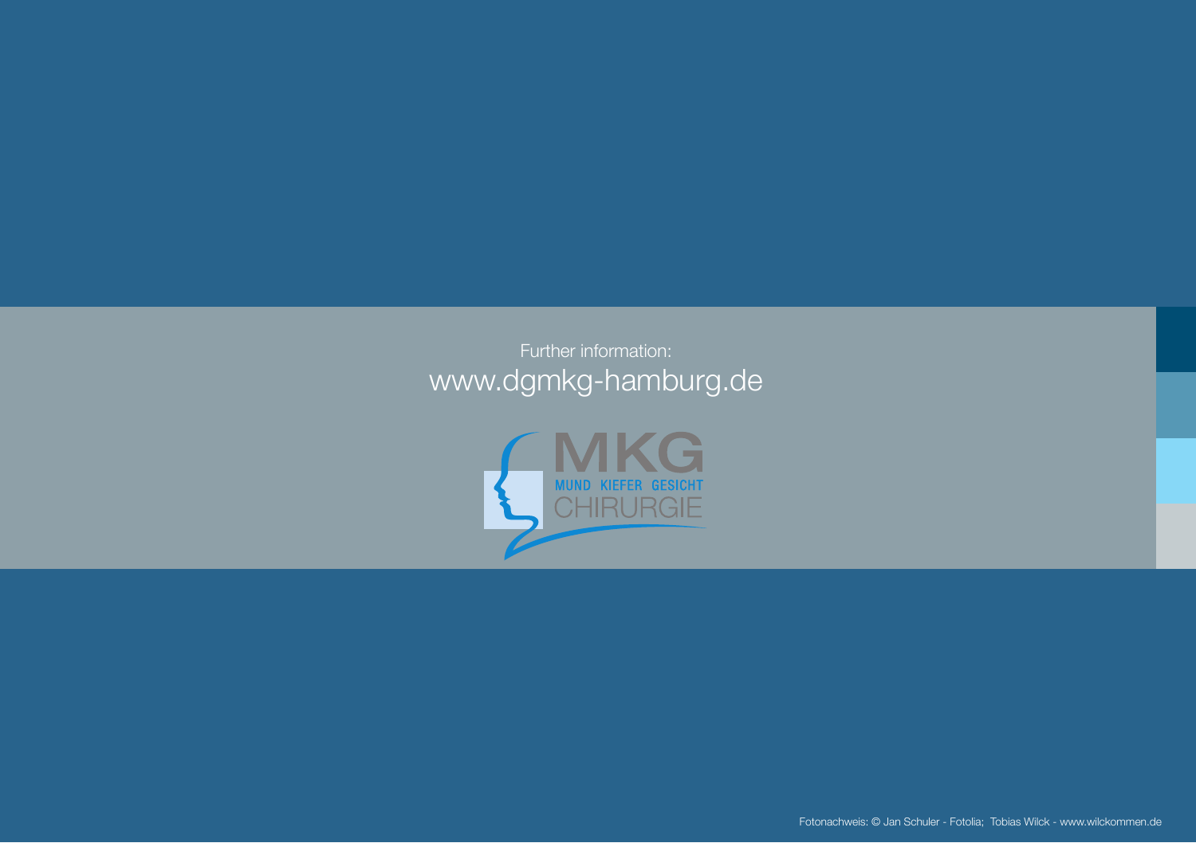Further information:

www.dgmkg-hamburg.de

MKG
MUND KIEFER GESICHT
CHIRURGIE

Fotonachweis: © Jan Schuler - Fotolia; Tobias Wilck - www.wilckommen.de